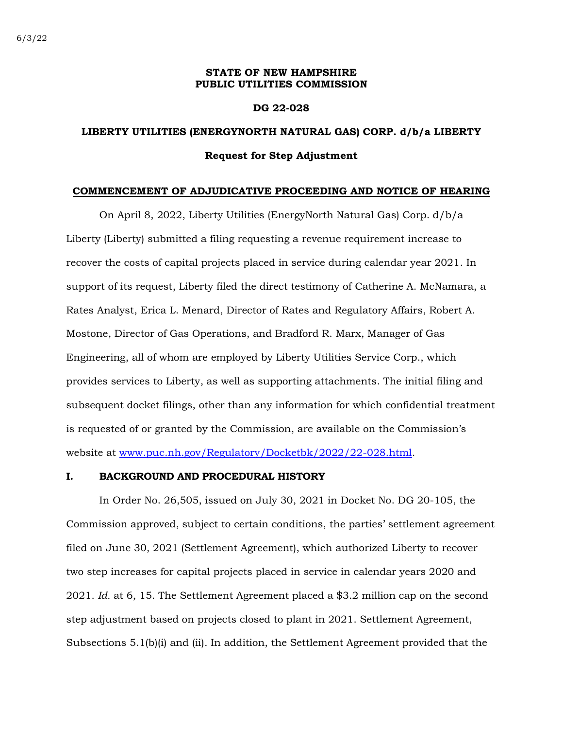6/3/22

**STATE OF NEW HAMPSHIRE**
**PUBLIC UTILITIES COMMISSION**

**DG 22-028**

**LIBERTY UTILITIES (ENERGYNORTH NATURAL GAS) CORP. d/b/a LIBERTY**

**Request for Step Adjustment**

**COMMENCEMENT OF ADJUDICATIVE PROCEEDING AND NOTICE OF HEARING**

On April 8, 2022, Liberty Utilities (EnergyNorth Natural Gas) Corp. d/b/a Liberty (Liberty) submitted a filing requesting a revenue requirement increase to recover the costs of capital projects placed in service during calendar year 2021. In support of its request, Liberty filed the direct testimony of Catherine A. McNamara, a Rates Analyst, Erica L. Menard, Director of Rates and Regulatory Affairs, Robert A. Mostone, Director of Gas Operations, and Bradford R. Marx, Manager of Gas Engineering, all of whom are employed by Liberty Utilities Service Corp., which provides services to Liberty, as well as supporting attachments. The initial filing and subsequent docket filings, other than any information for which confidential treatment is requested of or granted by the Commission, are available on the Commission's website at www.puc.nh.gov/Regulatory/Docketbk/2022/22-028.html.

## I. BACKGROUND AND PROCEDURAL HISTORY

In Order No. 26,505, issued on July 30, 2021 in Docket No. DG 20-105, the Commission approved, subject to certain conditions, the parties' settlement agreement filed on June 30, 2021 (Settlement Agreement), which authorized Liberty to recover two step increases for capital projects placed in service in calendar years 2020 and 2021. *Id.* at 6, 15. The Settlement Agreement placed a $3.2 million cap on the second step adjustment based on projects closed to plant in 2021. Settlement Agreement, Subsections 5.1(b)(i) and (ii). In addition, the Settlement Agreement provided that the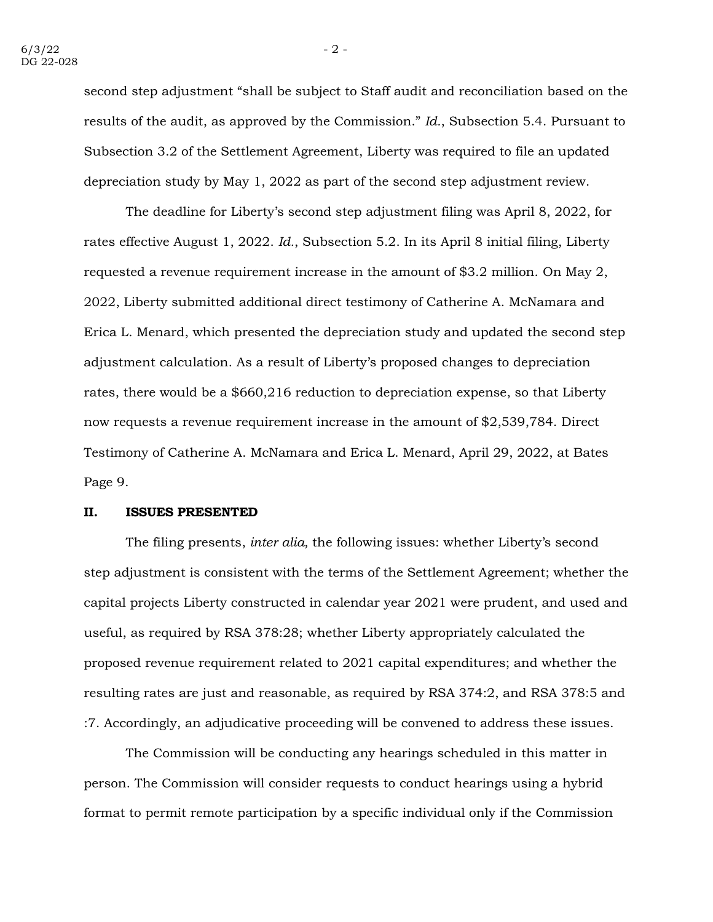second step adjustment "shall be subject to Staff audit and reconciliation based on the results of the audit, as approved by the Commission." *Id.*, Subsection 5.4. Pursuant to Subsection 3.2 of the Settlement Agreement, Liberty was required to file an updated depreciation study by May 1, 2022 as part of the second step adjustment review.

The deadline for Liberty's second step adjustment filing was April 8, 2022, for rates effective August 1, 2022. *Id.*, Subsection 5.2. In its April 8 initial filing, Liberty requested a revenue requirement increase in the amount of $3.2 million. On May 2, 2022, Liberty submitted additional direct testimony of Catherine A. McNamara and Erica L. Menard, which presented the depreciation study and updated the second step adjustment calculation. As a result of Liberty's proposed changes to depreciation rates, there would be a $660,216 reduction to depreciation expense, so that Liberty now requests a revenue requirement increase in the amount of $2,539,784. Direct Testimony of Catherine A. McNamara and Erica L. Menard, April 29, 2022, at Bates Page 9.

## II. ISSUES PRESENTED

The filing presents, *inter alia,* the following issues: whether Liberty's second step adjustment is consistent with the terms of the Settlement Agreement; whether the capital projects Liberty constructed in calendar year 2021 were prudent, and used and useful, as required by RSA 378:28; whether Liberty appropriately calculated the proposed revenue requirement related to 2021 capital expenditures; and whether the resulting rates are just and reasonable, as required by RSA 374:2, and RSA 378:5 and :7. Accordingly, an adjudicative proceeding will be convened to address these issues.

The Commission will be conducting any hearings scheduled in this matter in person. The Commission will consider requests to conduct hearings using a hybrid format to permit remote participation by a specific individual only if the Commission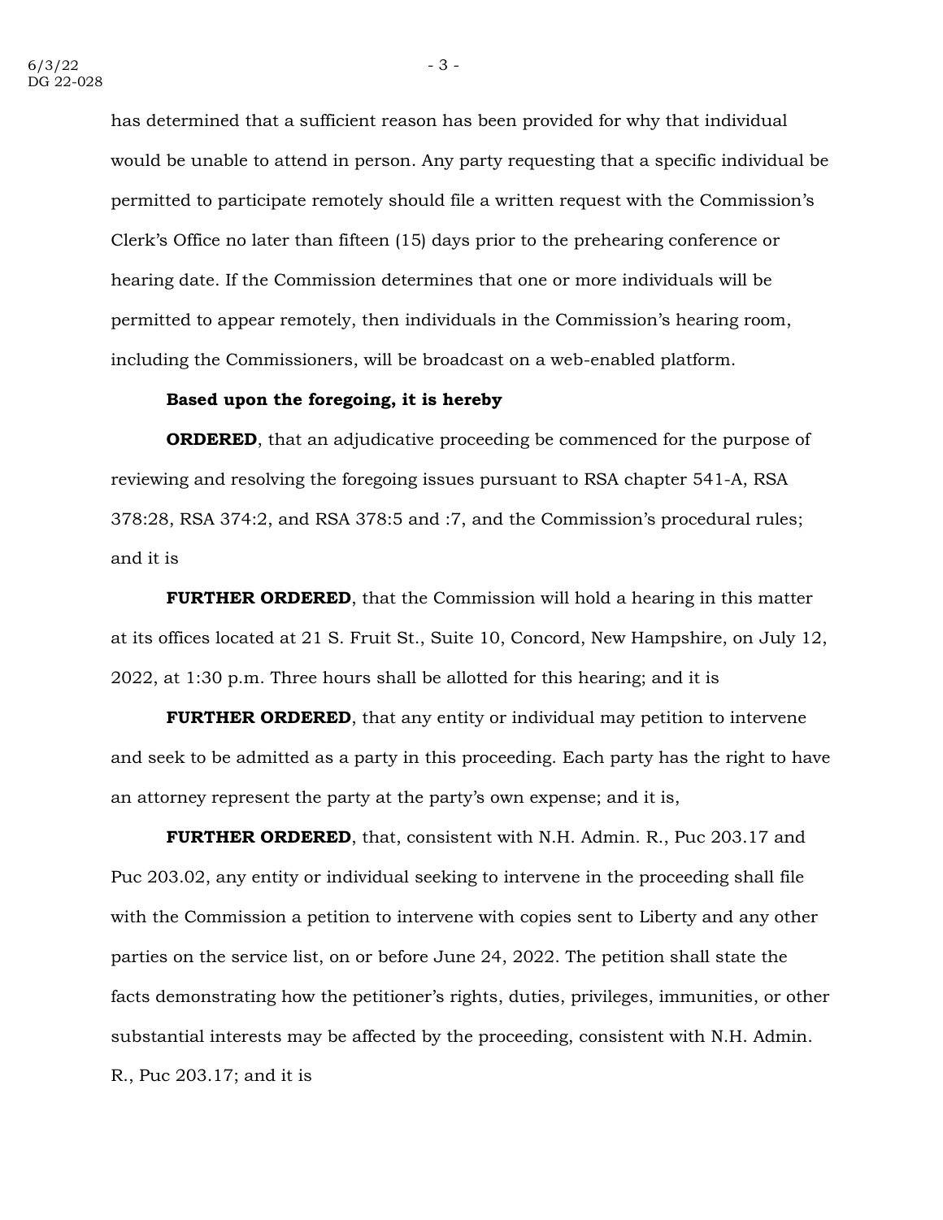has determined that a sufficient reason has been provided for why that individual would be unable to attend in person. Any party requesting that a specific individual be permitted to participate remotely should file a written request with the Commission's Clerk's Office no later than fifteen (15) days prior to the prehearing conference or hearing date. If the Commission determines that one or more individuals will be permitted to appear remotely, then individuals in the Commission's hearing room, including the Commissioners, will be broadcast on a web-enabled platform.

**Based upon the foregoing, it is hereby**

**ORDERED**, that an adjudicative proceeding be commenced for the purpose of reviewing and resolving the foregoing issues pursuant to RSA chapter 541-A, RSA 378:28, RSA 374:2, and RSA 378:5 and :7, and the Commission's procedural rules; and it is

**FURTHER ORDERED**, that the Commission will hold a hearing in this matter at its offices located at 21 S. Fruit St., Suite 10, Concord, New Hampshire, on July 12, 2022, at 1:30 p.m. Three hours shall be allotted for this hearing; and it is

**FURTHER ORDERED**, that any entity or individual may petition to intervene and seek to be admitted as a party in this proceeding. Each party has the right to have an attorney represent the party at the party's own expense; and it is,

**FURTHER ORDERED**, that, consistent with N.H. Admin. R., Puc 203.17 and Puc 203.02, any entity or individual seeking to intervene in the proceeding shall file with the Commission a petition to intervene with copies sent to Liberty and any other parties on the service list, on or before June 24, 2022. The petition shall state the facts demonstrating how the petitioner's rights, duties, privileges, immunities, or other substantial interests may be affected by the proceeding, consistent with N.H. Admin. R., Puc 203.17; and it is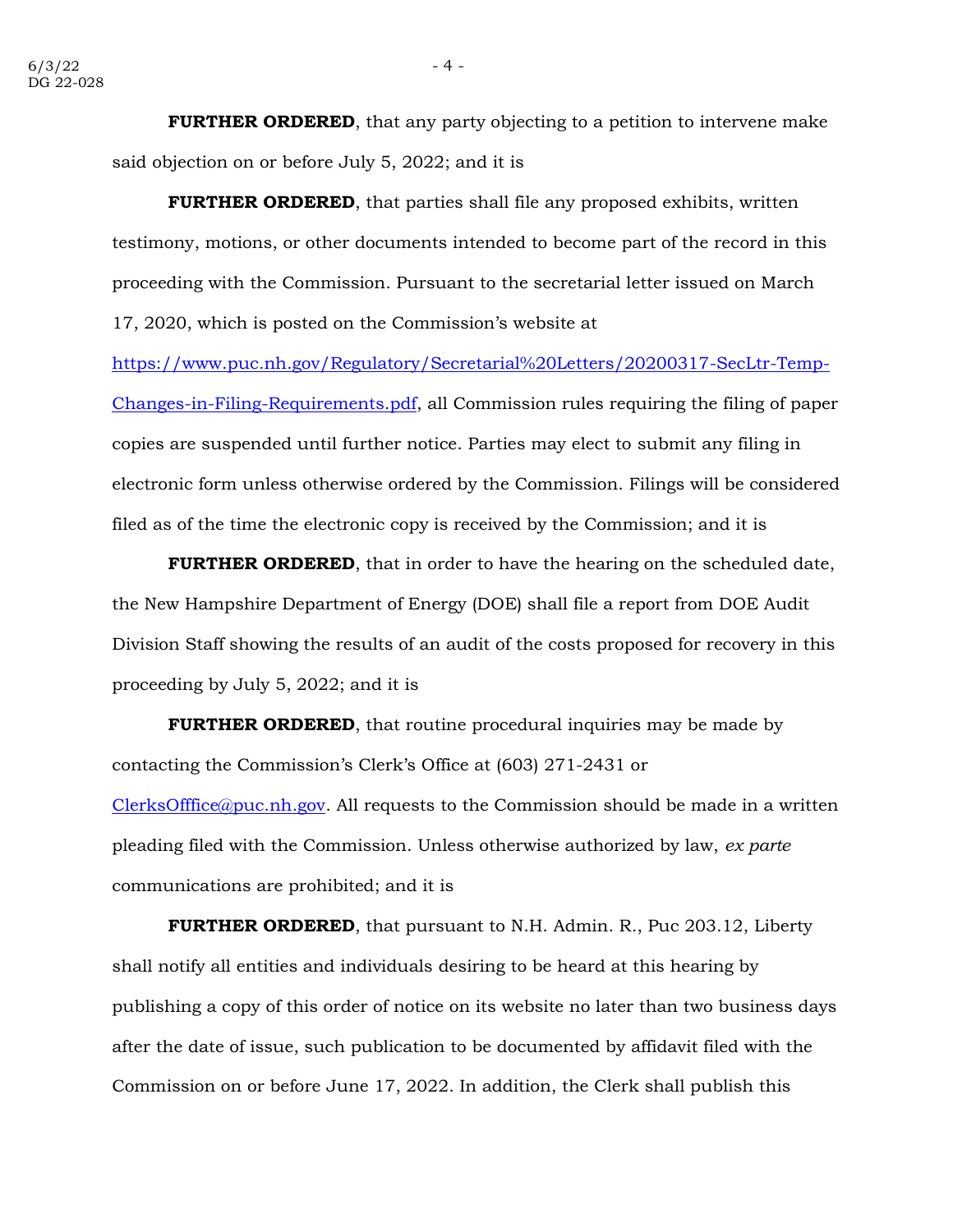**FURTHER ORDERED**, that any party objecting to a petition to intervene make said objection on or before July 5, 2022; and it is

**FURTHER ORDERED**, that parties shall file any proposed exhibits, written testimony, motions, or other documents intended to become part of the record in this proceeding with the Commission. Pursuant to the secretarial letter issued on March 17, 2020, which is posted on the Commission's website at https://www.puc.nh.gov/Regulatory/Secretarial%20Letters/20200317-SecLtr-Temp-Changes-in-Filing-Requirements.pdf, all Commission rules requiring the filing of paper copies are suspended until further notice. Parties may elect to submit any filing in electronic form unless otherwise ordered by the Commission. Filings will be considered filed as of the time the electronic copy is received by the Commission; and it is

**FURTHER ORDERED**, that in order to have the hearing on the scheduled date, the New Hampshire Department of Energy (DOE) shall file a report from DOE Audit Division Staff showing the results of an audit of the costs proposed for recovery in this proceeding by July 5, 2022; and it is

**FURTHER ORDERED**, that routine procedural inquiries may be made by contacting the Commission's Clerk's Office at (603) 271-2431 or ClerksOfffice@puc.nh.gov. All requests to the Commission should be made in a written pleading filed with the Commission. Unless otherwise authorized by law, *ex parte* communications are prohibited; and it is

**FURTHER ORDERED**, that pursuant to N.H. Admin. R., Puc 203.12, Liberty shall notify all entities and individuals desiring to be heard at this hearing by publishing a copy of this order of notice on its website no later than two business days after the date of issue, such publication to be documented by affidavit filed with the Commission on or before June 17, 2022. In addition, the Clerk shall publish this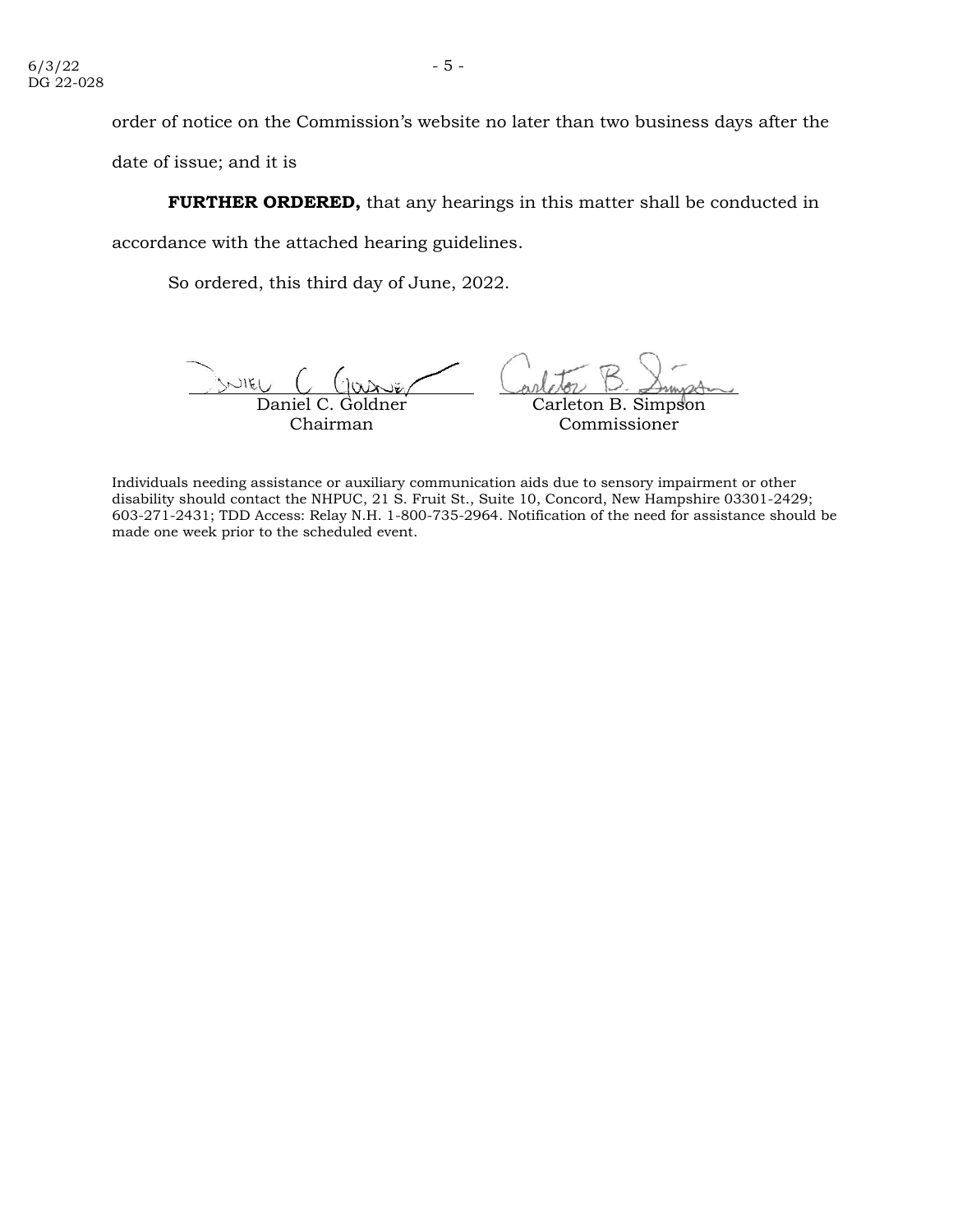order of notice on the Commission's website no later than two business days after the date of issue; and it is

**FURTHER ORDERED,** that any hearings in this matter shall be conducted in accordance with the attached hearing guidelines.

So ordered, this third day of June, 2022.

| Daniel C. Goldner | Carleton B. Simpson |
| --- | --- |
| Chairman | Commissioner |

Individuals needing assistance or auxiliary communication aids due to sensory impairment or other disability should contact the NHPUC, 21 S. Fruit St., Suite 10, Concord, New Hampshire 03301-2429; 603-271-2431; TDD Access: Relay N.H. 1-800-735-2964. Notification of the need for assistance should be made one week prior to the scheduled event.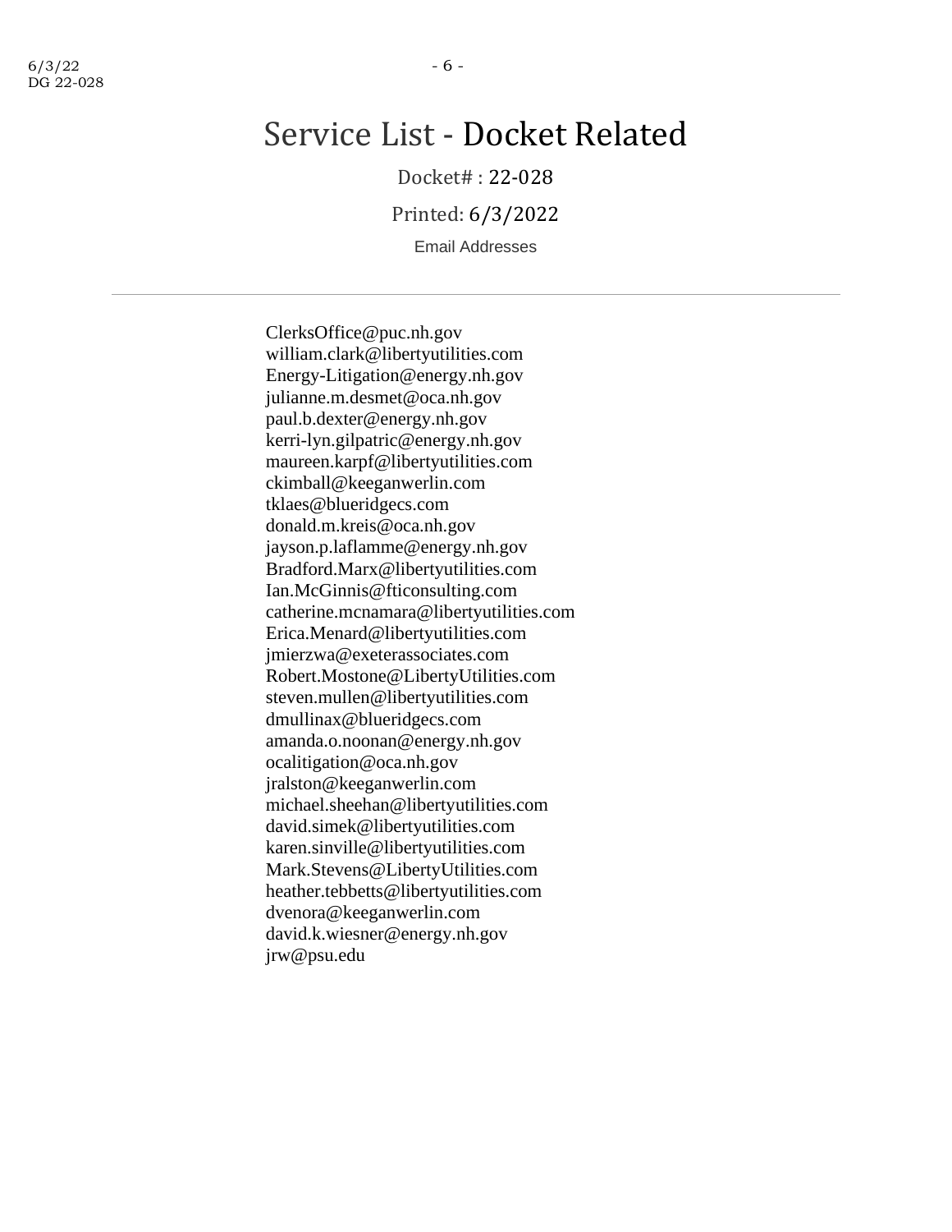# Service List - Docket Related

Docket# : 22-028

Printed: 6/3/2022

Email Addresses

---

ClerksOffice@puc.nh.gov
william.clark@libertyutilities.com
Energy-Litigation@energy.nh.gov
julianne.m.desmet@oca.nh.gov
paul.b.dexter@energy.nh.gov
kerri-lyn.gilpatric@energy.nh.gov
maureen.karpf@libertyutilities.com
ckimball@keeganwerlin.com
tklaes@blueridgecs.com
donald.m.kreis@oca.nh.gov
jayson.p.laflamme@energy.nh.gov
Bradford.Marx@libertyutilities.com
Ian.McGinnis@fticonsulting.com
catherine.mcnamara@libertyutilities.com
Erica.Menard@libertyutilities.com
jmierzwa@exeterassociates.com
Robert.Mostone@LibertyUtilities.com
steven.mullen@libertyutilities.com
dmullinax@blueridgecs.com
amanda.o.noonan@energy.nh.gov
ocalitigation@oca.nh.gov
jralston@keeganwerlin.com
michael.sheehan@libertyutilities.com
david.simek@libertyutilities.com
karen.sinville@libertyutilities.com
Mark.Stevens@LibertyUtilities.com
heather.tebbetts@libertyutilities.com
dvenora@keeganwerlin.com
david.k.wiesner@energy.nh.gov
jrw@psu.edu